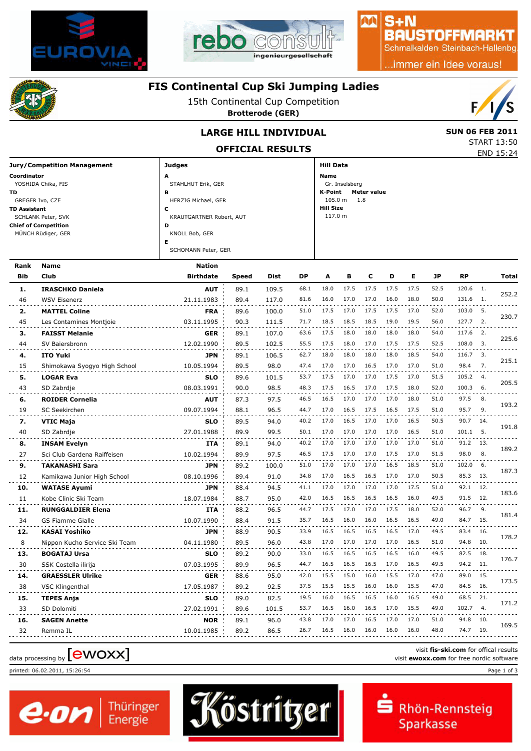# FIS Continental Cup Ski Jumping Ladies

15th Continental Cup Competition

**Brotterode (GER)**

## LARGE HILL INDIVIDUAL

**SUN 06 FEB 2011**

START 13:50

END 15:24

## OFFICIAL RESULTS

**Jury/Competition Management**

**Coordinator**
YOSHIDA Chika, FIS

**TD**
GREGER Ivo, CZE

**TD Assistant**
SCHLANK Peter, SVK

**Chief of Competition**
MÜNCH Rüdiger, GER

**Judges**

**A** STAHLHUT Erik, GER

**B** HERZIG Michael, GER

**C** KRAUTGARTNER Robert, AUT

**D** KNOLL Bob, GER

**E** SCHOMANN Peter, GER

**Hill Data**

**Name**
Gr. Inselsberg

**K-Point** 105.0 m **Meter value** 1.8

**Hill Size**
117.0 m

| Rank / Bib | Name / Club | Nation / Birthdate | Speed | Dist | DP | A | B | C | D | E | JP | RP | | Total |
|---|---|---|---|---|---|---|---|---|---|---|---|---|---|---|
| **1.** | **IRASCHKO Daniela** | **AUT** | 89.1 | 109.5 | 68.1 | 18.0 | 17.5 | 17.5 | 17.5 | 17.5 | 52.5 | 120.6 | 1. | 252.2 |
| 46 | WSV Eisenerz | 21.11.1983 | 89.4 | 117.0 | 81.6 | 16.0 | 17.0 | 17.0 | 16.0 | 18.0 | 50.0 | 131.6 | 1. | |
| **2.** | **MATTEL Coline** | **FRA** | 89.6 | 100.0 | 51.0 | 17.5 | 17.0 | 17.5 | 17.5 | 17.0 | 52.0 | 103.0 | 5. | 230.7 |
| 45 | Les Contamines Montjoie | 03.11.1995 | 90.3 | 111.5 | 71.7 | 18.5 | 18.5 | 18.5 | 19.0 | 19.5 | 56.0 | 127.7 | 2. | |
| **3.** | **FAISST Melanie** | **GER** | 89.1 | 107.0 | 63.6 | 17.5 | 18.0 | 18.0 | 18.0 | 18.0 | 54.0 | 117.6 | 2. | 225.6 |
| 44 | SV Baiersbronn | 12.02.1990 | 89.5 | 102.5 | 55.5 | 17.5 | 18.0 | 17.0 | 17.5 | 17.5 | 52.5 | 108.0 | 3. | |
| **4.** | **ITO Yuki** | **JPN** | 89.1 | 106.5 | 62.7 | 18.0 | 18.0 | 18.0 | 18.0 | 18.5 | 54.0 | 116.7 | 3. | 215.1 |
| 15 | Shimokawa Syogyo High School | 10.05.1994 | 89.5 | 98.0 | 47.4 | 17.0 | 17.0 | 16.5 | 17.0 | 17.0 | 51.0 | 98.4 | 7. | |
| **5.** | **LOGAR Eva** | **SLO** | 89.6 | 101.5 | 53.7 | 17.5 | 17.0 | 17.0 | 17.5 | 17.0 | 51.5 | 105.2 | 4. | 205.5 |
| 43 | SD Zabrdje | 08.03.1991 | 90.0 | 98.5 | 48.3 | 17.5 | 16.5 | 17.0 | 17.5 | 18.0 | 52.0 | 100.3 | 6. | |
| **6.** | **ROIDER Cornelia** | **AUT** | 87.3 | 97.5 | 46.5 | 16.5 | 17.0 | 17.0 | 17.0 | 18.0 | 51.0 | 97.5 | 8. | 193.2 |
| 19 | SC Seekirchen | 09.07.1994 | 88.1 | 96.5 | 44.7 | 17.0 | 16.5 | 17.5 | 16.5 | 17.5 | 51.0 | 95.7 | 9. | |
| **7.** | **VTIC Maja** | **SLO** | 89.5 | 94.0 | 40.2 | 17.0 | 16.5 | 17.0 | 17.0 | 16.5 | 50.5 | 90.7 | 14. | 191.8 |
| 40 | SD Zabrdje | 27.01.1988 | 89.9 | 99.5 | 50.1 | 17.0 | 17.0 | 17.0 | 17.0 | 16.5 | 51.0 | 101.1 | 5. | |
| **8.** | **INSAM Evelyn** | **ITA** | 89.1 | 94.0 | 40.2 | 17.0 | 17.0 | 17.0 | 17.0 | 17.0 | 51.0 | 91.2 | 13. | 189.2 |
| 27 | Sci Club Gardena Raiffeisen | 10.02.1994 | 89.9 | 97.5 | 46.5 | 17.5 | 17.0 | 17.0 | 17.5 | 17.0 | 51.5 | 98.0 | 8. | |
| **9.** | **TAKANASHI Sara** | **JPN** | 89.2 | 100.0 | 51.0 | 17.0 | 17.0 | 17.0 | 16.5 | 18.5 | 51.0 | 102.0 | 6. | 187.3 |
| 12 | Kamikawa Junior High School | 08.10.1996 | 89.4 | 91.0 | 34.8 | 17.0 | 16.5 | 16.5 | 17.0 | 17.0 | 50.5 | 85.3 | 13. | |
| **10.** | **WATASE Ayumi** | **JPN** | 88.4 | 94.5 | 41.1 | 17.0 | 17.0 | 17.0 | 17.0 | 17.5 | 51.0 | 92.1 | 12. | 183.6 |
| 11 | Kobe Clinic Ski Team | 18.07.1984 | 88.7 | 95.0 | 42.0 | 16.5 | 16.5 | 16.5 | 16.5 | 16.0 | 49.5 | 91.5 | 12. | |
| **11.** | **RUNGGALDIER Elena** | **ITA** | 88.2 | 96.5 | 44.7 | 17.5 | 17.0 | 17.0 | 17.5 | 18.0 | 52.0 | 96.7 | 9. | 181.4 |
| 34 | GS Fiamme Gialle | 10.07.1990 | 88.4 | 91.5 | 35.7 | 16.5 | 16.0 | 16.0 | 16.5 | 16.5 | 49.0 | 84.7 | 15. | |
| **12.** | **KASAI Yoshiko** | **JPN** | 88.9 | 90.5 | 33.9 | 16.5 | 16.5 | 16.5 | 16.5 | 17.0 | 49.5 | 83.4 | 16. | 178.2 |
| 8 | Nippon Kucho Service Ski Team | 04.11.1980 | 89.5 | 96.0 | 43.8 | 17.0 | 17.0 | 17.0 | 17.0 | 16.5 | 51.0 | 94.8 | 10. | |
| **13.** | **BOGATAJ Ursa** | **SLO** | 89.2 | 90.0 | 33.0 | 16.5 | 16.5 | 16.5 | 16.5 | 16.0 | 49.5 | 82.5 | 18. | 176.7 |
| 30 | SSK Costella ilirija | 07.03.1995 | 89.9 | 96.5 | 44.7 | 16.5 | 16.5 | 16.5 | 17.0 | 16.5 | 49.5 | 94.2 | 11. | |
| **14.** | **GRAESSLER Ulrike** | **GER** | 88.6 | 95.0 | 42.0 | 15.5 | 15.0 | 16.0 | 15.5 | 17.0 | 47.0 | 89.0 | 15. | 173.5 |
| 38 | VSC Klingenthal | 17.05.1987 | 89.2 | 92.5 | 37.5 | 15.5 | 15.5 | 16.0 | 16.0 | 15.5 | 47.0 | 84.5 | 16. | |
| **15.** | **TEPES Anja** | **SLO** | 89.0 | 82.5 | 19.5 | 16.0 | 16.5 | 16.5 | 16.0 | 16.5 | 49.0 | 68.5 | 21. | 171.2 |
| 33 | SD Dolomiti | 27.02.1991 | 89.6 | 101.5 | 53.7 | 16.5 | 16.0 | 16.5 | 17.0 | 15.5 | 49.0 | 102.7 | 4. | |
| **16.** | **SAGEN Anette** | **NOR** | 89.1 | 96.0 | 43.8 | 17.0 | 17.0 | 16.5 | 17.0 | 17.0 | 51.0 | 94.8 | 10. | 169.5 |
| 32 | Remma IL | 10.01.1985 | 89.2 | 86.5 | 26.7 | 16.5 | 16.0 | 16.0 | 16.0 | 16.0 | 48.0 | 74.7 | 19. | |

data processing by ewoxx

visit **fis-ski.com** for offical results
visit **ewoxx.com** for free nordic software

printed: 06.02.2011, 15:26:54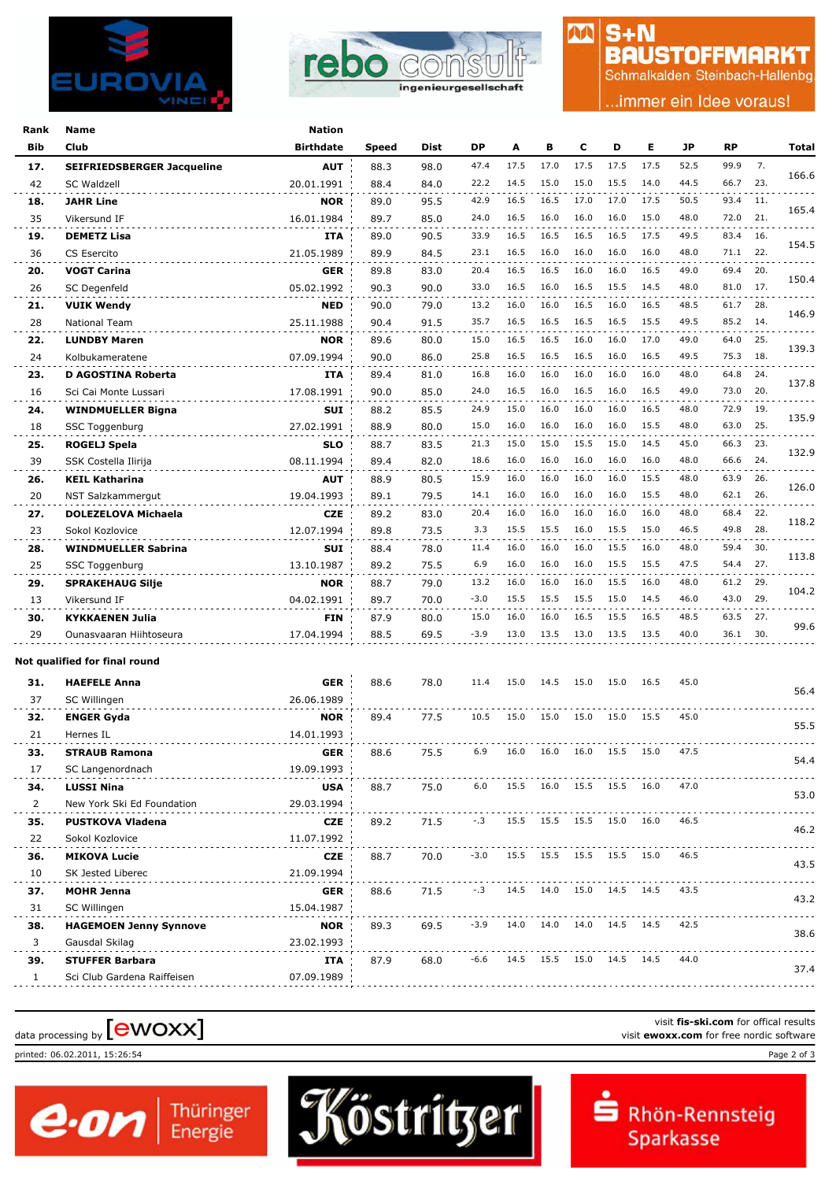| Rank | Name | Nation | Speed | Dist | DP | A | B | C | D | E | JP | RP | | Total |
|---|---|---|---|---|---|---|---|---|---|---|---|---|---|---|
| Bib | Club | Birthdate | | | | | | | | | | | | |
| 17. | SEIFRIEDSBERGER Jacqueline | AUT | 88.3 | 98.0 | 47.4 | 17.5 | 17.0 | 17.5 | 17.5 | 17.5 | 52.5 | 99.9 | 7. | 166.6 |
| 42 | SC Waldzell | 20.01.1991 | 88.4 | 84.0 | 22.2 | 14.5 | 15.0 | 15.0 | 15.5 | 14.0 | 44.5 | 66.7 | 23. | |
| 18. | JAHR Line | NOR | 89.0 | 95.5 | 42.9 | 16.5 | 16.5 | 17.0 | 17.0 | 17.5 | 50.5 | 93.4 | 11. | 165.4 |
| 35 | Vikersund IF | 16.01.1984 | 89.7 | 85.0 | 24.0 | 16.5 | 16.0 | 16.0 | 16.0 | 15.0 | 48.0 | 72.0 | 21. | |
| 19. | DEMETZ Lisa | ITA | 89.0 | 90.5 | 33.9 | 16.5 | 16.5 | 16.5 | 16.5 | 17.5 | 49.5 | 83.4 | 16. | 154.5 |
| 36 | CS Esercito | 21.05.1989 | 89.9 | 84.5 | 23.1 | 16.5 | 16.0 | 16.0 | 16.0 | 16.0 | 48.0 | 71.1 | 22. | |
| 20. | VOGT Carina | GER | 89.8 | 83.0 | 20.4 | 16.5 | 16.5 | 16.5 | 16.0 | 16.5 | 49.0 | 69.4 | 20. | 150.4 |
| 26 | SC Degenfeld | 05.02.1992 | 90.3 | 90.0 | 33.0 | 16.5 | 16.0 | 16.5 | 15.5 | 14.5 | 48.0 | 81.0 | 17. | |
| 21. | VUIK Wendy | NED | 90.0 | 79.0 | 13.2 | 16.0 | 16.0 | 16.5 | 16.0 | 16.5 | 48.5 | 61.7 | 28. | 146.9 |
| 28 | National Team | 25.11.1988 | 90.4 | 91.5 | 35.7 | 16.5 | 16.5 | 16.5 | 16.5 | 15.5 | 49.5 | 85.2 | 14. | |
| 22. | LUNDBY Maren | NOR | 89.6 | 80.0 | 15.0 | 16.5 | 16.5 | 16.0 | 16.0 | 17.0 | 49.0 | 64.0 | 25. | 139.3 |
| 24 | Kolbukameratene | 07.09.1994 | 90.0 | 86.0 | 25.8 | 16.5 | 16.5 | 16.5 | 16.0 | 16.5 | 49.5 | 75.3 | 18. | |
| 23. | D AGOSTINA Roberta | ITA | 89.4 | 81.0 | 16.8 | 16.0 | 16.0 | 16.0 | 16.0 | 16.0 | 48.0 | 64.8 | 24. | 137.8 |
| 16 | Sci Cai Monte Lussari | 17.08.1991 | 90.0 | 85.0 | 24.0 | 16.5 | 16.0 | 16.5 | 16.0 | 16.5 | 49.0 | 73.0 | 20. | |
| 24. | WINDMUELLER Bigna | SUI | 88.2 | 85.5 | 24.9 | 15.0 | 16.0 | 16.0 | 16.0 | 16.5 | 48.0 | 72.9 | 19. | 135.9 |
| 18 | SSC Toggenburg | 27.02.1991 | 88.9 | 80.0 | 15.0 | 16.0 | 16.0 | 16.0 | 16.0 | 15.5 | 48.0 | 63.0 | 25. | |
| 25. | ROGELJ Spela | SLO | 88.7 | 83.5 | 21.3 | 15.0 | 15.0 | 15.5 | 15.0 | 14.5 | 45.0 | 66.3 | 23. | 132.9 |
| 39 | SSK Costella Ilirija | 08.11.1994 | 89.4 | 82.0 | 18.6 | 16.0 | 16.0 | 16.0 | 16.0 | 16.0 | 48.0 | 66.6 | 24. | |
| 26. | KEIL Katharina | AUT | 88.9 | 80.5 | 15.9 | 16.0 | 16.0 | 16.0 | 16.0 | 15.5 | 48.0 | 63.9 | 26. | 126.0 |
| 20 | NST Salzkammergut | 19.04.1993 | 89.1 | 79.5 | 14.1 | 16.0 | 16.0 | 16.0 | 16.0 | 15.5 | 48.0 | 62.1 | 26. | |
| 27. | DOLEZELOVA Michaela | CZE | 89.2 | 83.0 | 20.4 | 16.0 | 16.0 | 16.0 | 16.0 | 16.0 | 48.0 | 68.4 | 22. | 118.2 |
| 23 | Sokol Kozlovice | 12.07.1994 | 89.8 | 73.5 | 3.3 | 15.5 | 15.5 | 16.0 | 15.5 | 15.0 | 46.5 | 49.8 | 28. | |
| 28. | WINDMUELLER Sabrina | SUI | 88.4 | 78.0 | 11.4 | 16.0 | 16.0 | 16.0 | 15.5 | 16.0 | 48.0 | 59.4 | 30. | 113.8 |
| 25 | SSC Toggenburg | 13.10.1987 | 89.2 | 75.5 | 6.9 | 16.0 | 16.0 | 16.0 | 15.5 | 15.5 | 47.5 | 54.4 | 27. | |
| 29. | SPRAKEHAUG Silje | NOR | 88.7 | 79.0 | 13.2 | 16.0 | 16.0 | 16.0 | 15.5 | 16.0 | 48.0 | 61.2 | 29. | 104.2 |
| 13 | Vikersund IF | 04.02.1991 | 89.7 | 70.0 | -3.0 | 15.5 | 15.5 | 15.5 | 15.0 | 14.5 | 46.0 | 43.0 | 29. | |
| 30. | KYKKAENEN Julia | FIN | 87.9 | 80.0 | 15.0 | 16.0 | 16.0 | 16.5 | 15.5 | 16.5 | 48.5 | 63.5 | 27. | 99.6 |
| 29 | Ounasvaaran Hiihtoseura | 17.04.1994 | 88.5 | 69.5 | -3.9 | 13.0 | 13.5 | 13.0 | 13.5 | 13.5 | 40.0 | 36.1 | 30. | |

**Not qualified for final round**

| Rank | Name | Nation | Speed | Dist | DP | A | B | C | D | E | JP | Total |
|---|---|---|---|---|---|---|---|---|---|---|---|---|
| Bib | Club | Birthdate | | | | | | | | | | |
| 31. | HAEFELE Anna | GER | 88.6 | 78.0 | 11.4 | 15.0 | 14.5 | 15.0 | 15.0 | 16.5 | 45.0 | 56.4 |
| 37 | SC Willingen | 26.06.1989 | | | | | | | | | | |
| 32. | ENGER Gyda | NOR | 89.4 | 77.5 | 10.5 | 15.0 | 15.0 | 15.0 | 15.0 | 15.5 | 45.0 | 55.5 |
| 21 | Hernes IL | 14.01.1993 | | | | | | | | | | |
| 33. | STRAUB Ramona | GER | 88.6 | 75.5 | 6.9 | 16.0 | 16.0 | 16.0 | 15.5 | 15.0 | 47.5 | 54.4 |
| 17 | SC Langenordnach | 19.09.1993 | | | | | | | | | | |
| 34. | LUSSI Nina | USA | 88.7 | 75.0 | 6.0 | 15.5 | 16.0 | 15.5 | 15.5 | 16.0 | 47.0 | 53.0 |
| 2 | New York Ski Ed Foundation | 29.03.1994 | | | | | | | | | | |
| 35. | PUSTKOVA Vladena | CZE | 89.2 | 71.5 | -.3 | 15.5 | 15.5 | 15.5 | 15.0 | 16.0 | 46.5 | 46.2 |
| 22 | Sokol Kozlovice | 11.07.1992 | | | | | | | | | | |
| 36. | MIKOVA Lucie | CZE | 88.7 | 70.0 | -3.0 | 15.5 | 15.5 | 15.5 | 15.5 | 15.0 | 46.5 | 43.5 |
| 10 | SK Jested Liberec | 21.09.1994 | | | | | | | | | | |
| 37. | MOHR Jenna | GER | 88.6 | 71.5 | -.3 | 14.5 | 14.0 | 15.0 | 14.5 | 14.5 | 43.5 | 43.2 |
| 31 | SC Willingen | 15.04.1987 | | | | | | | | | | |
| 38. | HAGEMOEN Jenny Synnove | NOR | 89.3 | 69.5 | -3.9 | 14.0 | 14.0 | 14.0 | 14.5 | 14.5 | 42.5 | 38.6 |
| 3 | Gausdal Skilag | 23.02.1993 | | | | | | | | | | |
| 39. | STUFFER Barbara | ITA | 87.9 | 68.0 | -6.6 | 14.5 | 15.5 | 15.0 | 14.5 | 14.5 | 44.0 | 37.4 |
| 1 | Sci Club Gardena Raiffeisen | 07.09.1989 | | | | | | | | | | |

data processing by [ewoxx]

visit **fis-ski.com** for offical results
visit **ewoxx.com** for free nordic software

printed: 06.02.2011, 15:26:54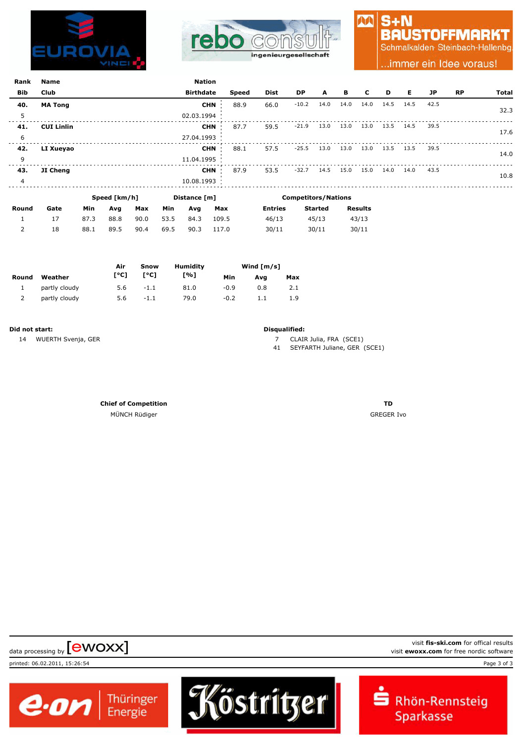| Rank | Name | Nation | | | | | | | | | | | | |
|---|---|---|---|---|---|---|---|---|---|---|---|---|---|---|
| Bib | Club | Birthdate | Speed | Dist | DP | A | B | C | D | E | JP | RP | Total |
| 40. | MA Tong | CHN | 88.9 | 66.0 | -10.2 | 14.0 | 14.0 | 14.0 | 14.5 | 14.5 | 42.5 | | 32.3 |
| 5 | | 02.03.1994 | | | | | | | | | | | |
| 41. | CUI Linlin | CHN | 87.7 | 59.5 | -21.9 | 13.0 | 13.0 | 13.0 | 13.5 | 14.5 | 39.5 | | 17.6 |
| 6 | | 27.04.1993 | | | | | | | | | | | |
| 42. | LI Xueyao | CHN | 88.1 | 57.5 | -25.5 | 13.0 | 13.0 | 13.0 | 13.5 | 13.5 | 39.5 | | 14.0 |
| 9 | | 11.04.1995 | | | | | | | | | | | |
| 43. | JI Cheng | CHN | 87.9 | 53.5 | -32.7 | 14.5 | 15.0 | 15.0 | 14.0 | 14.0 | 43.5 | | 10.8 |
| 4 | | 10.08.1993 | | | | | | | | | | | |

| | | Speed [km/h] | | | Distance [m] | | | Competitors/Nations | | |
|---|---|---|---|---|---|---|---|---|---|---|
| Round | Gate | Min | Avg | Max | Min | Avg | Max | Entries | Started | Results |
| 1 | 17 | 87.3 | 88.8 | 90.0 | 53.5 | 84.3 | 109.5 | 46/13 | 45/13 | 43/13 |
| 2 | 18 | 88.1 | 89.5 | 90.4 | 69.5 | 90.3 | 117.0 | 30/11 | 30/11 | 30/11 |

| Round | Weather | Air [°C] | Snow [°C] | Humidity [%] | Wind [m/s] Min | Avg | Max |
|---|---|---|---|---|---|---|---|
| 1 | partly cloudy | 5.6 | -1.1 | 81.0 | -0.9 | 0.8 | 2.1 |
| 2 | partly cloudy | 5.6 | -1.1 | 79.0 | -0.2 | 1.1 | 1.9 |

**Did not start:**

14 WUERTH Svenja, GER

**Disqualified:**

7 CLAIR Julia, FRA (SCE1)
41 SEYFARTH Juliane, GER (SCE1)

**Chief of Competition**
MÜNCH Rüdiger

**TD**
GREGER Ivo

data processing by [ewoxx]

visit **fis-ski.com** for offical results
visit **ewoxx.com** for free nordic software

printed: 06.02.2011, 15:26:54